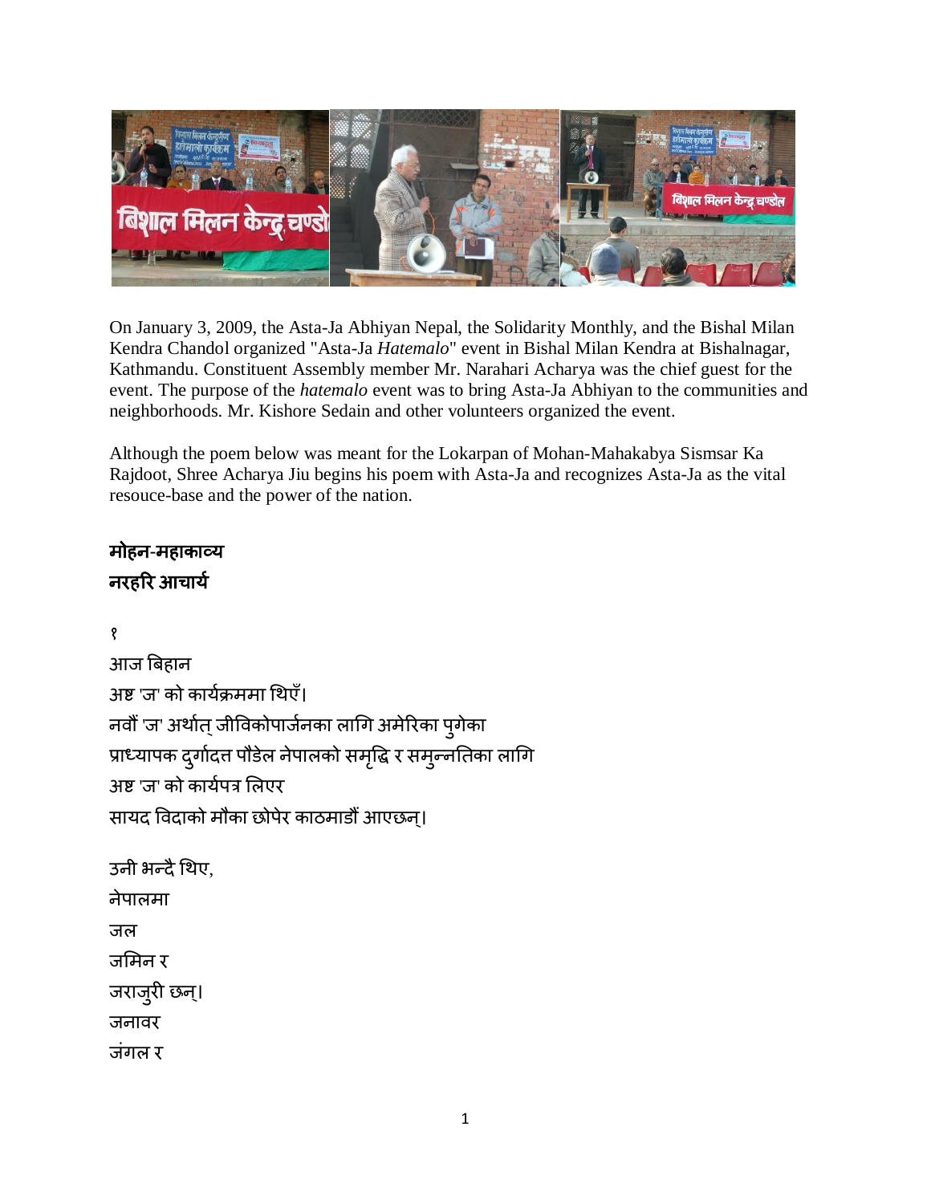On January 3, 2009, the Asta-Ja Abhiyan Nepal, the Solidarity Monthly, and the Bishal Milan Kendra Chandol organized "Asta-Ja *Hatemalo*" event in Bishal Milan Kendra at Bishalnagar, Kathmandu. Constituent Assembly member Mr. Narahari Acharya was the chief guest for the event. The purpose of the *hatemalo* event was to bring Asta-Ja Abhiyan to the communities and neighborhoods. Mr. Kishore Sedain and other volunteers organized the event.

Although the poem below was meant for the Lokarpan of Mohan-Mahakabya Sismsar Ka Rajdoot, Shree Acharya Jiu begins his poem with Asta-Ja and recognizes Asta-Ja as the vital resouce-base and the power of the nation.

**मोहन-महाकाव्य**

**नरहरि आचार्य**

१

आज बिहान
अष्ट 'ज' को कार्यक्रममा थिएँ।
नवौं 'ज' अर्थात् जीविकोपार्जनका लागि अमेरिका पुगेका
प्राध्यापक दुर्गादत्त पौडेल नेपालको समृद्धि र समुन्नतिका लागि
अष्ट 'ज' को कार्यपत्र लिएर
सायद विदाको मौका छोपेर काठमाडौं आएछन्।

उनी भन्दै थिए,
नेपालमा
जल
जमिन र
जराजुरी छन्।
जनावर
जंगल र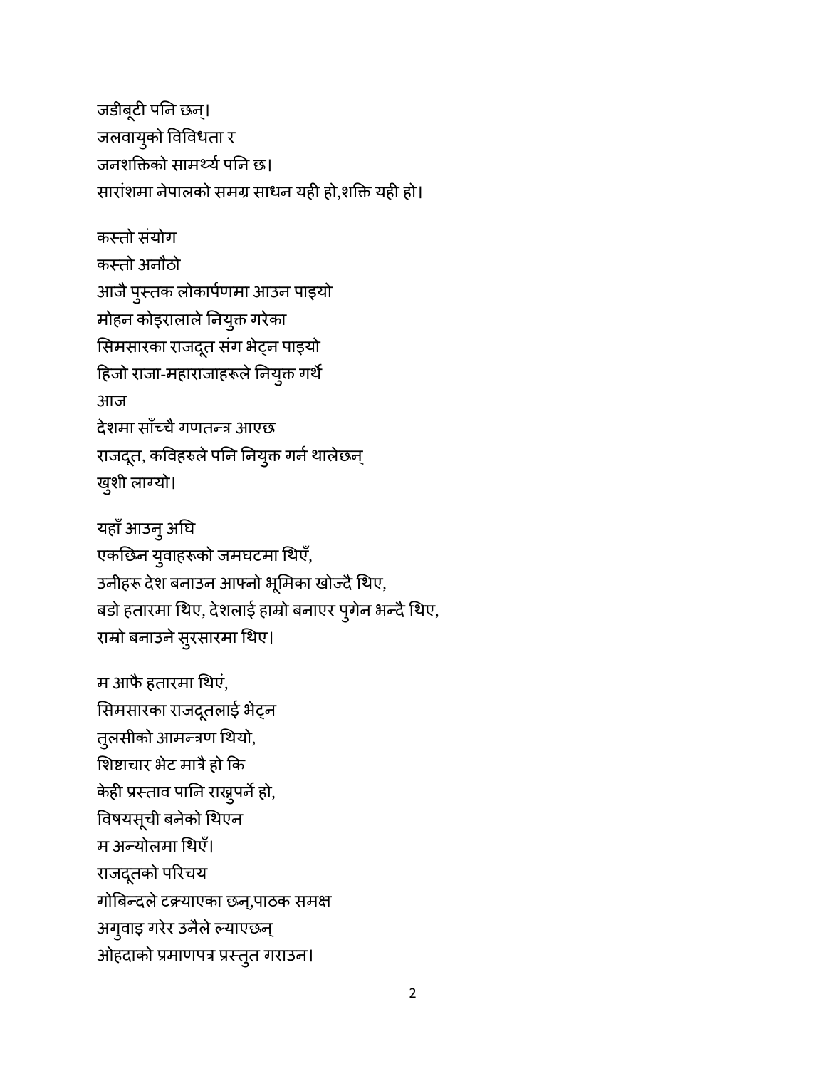जडीबूटी पनि छन्।
जलवायुको विविधता र
जनशक्तिको सामर्थ्य पनि छ।
सारांशमा नेपालको समग्र साधन यही हो,शक्ति यही हो।

कस्तो संयोग
कस्तो अनौठो
आजै पुस्तक लोकार्पणमा आउन पाइयो
मोहन कोइरालाले नियुक्त गरेका
सिमसारका राजदूत संग भेट्न पाइयो
हिजो राजा-महाराजाहरूले नियुक्त गर्थे
आज
देशमा साँच्चै गणतन्त्र आएछ
राजदूत, कविहरुले पनि नियुक्त गर्न थालेछन्
खुशी लाग्यो।

यहाँ आउनु अघि
एकछिन युवाहरूको जमघटमा थिएँ,
उनीहरू देश बनाउन आफ्नो भूमिका खोज्दै थिए,
बडो हतारमा थिए, देशलाई हाम्रो बनाएर पुगेन भन्दै थिए,
राम्रो बनाउने सुरसारमा थिए।

म आफै हतारमा थिएं,
सिमसारका राजदूतलाई भेट्न
तुलसीको आमन्त्रण थियो,
शिष्टाचार भेट मात्रै हो कि
केही प्रस्ताव पनि राख्नुपर्ने हो,
विषयसूची बनेको थिएन
म अन्योलमा थिएँ।
राजदूतको परिचय
गोबिन्दले टक्र्याएका छन्,पाठक समक्ष
अगुवाइ गरेर उनैले ल्याएछन्
ओहदाको प्रमाणपत्र प्रस्तुत गराउन।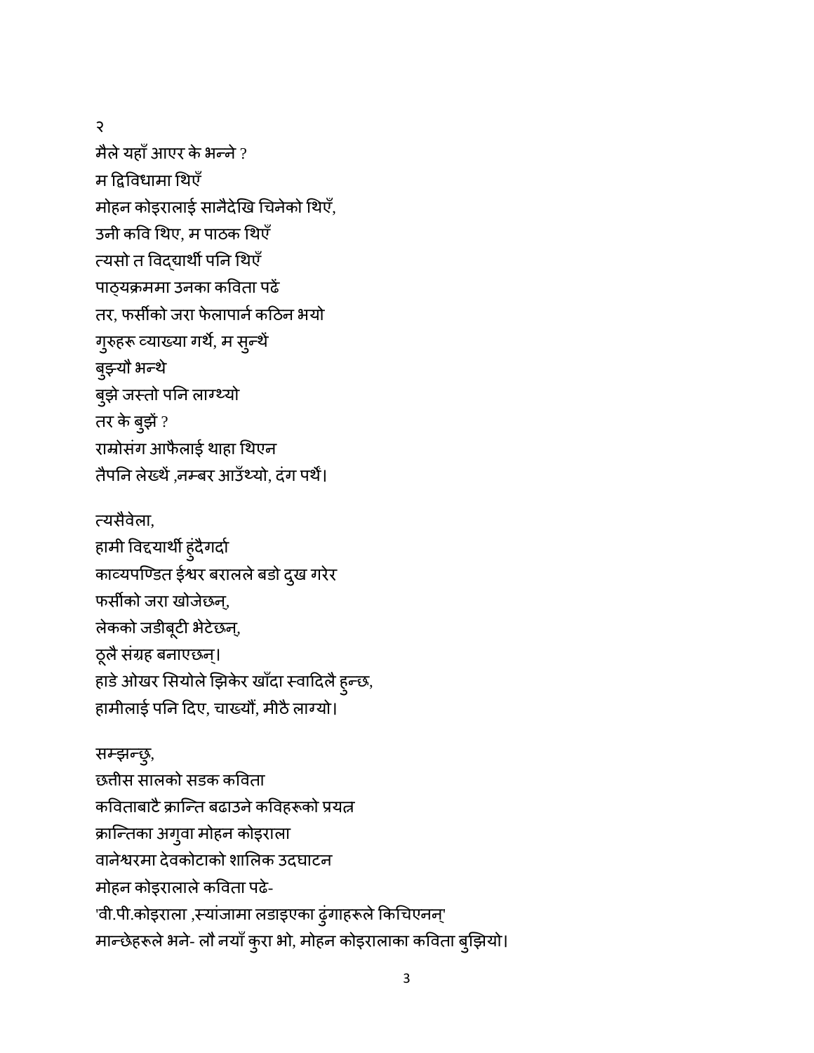२

मैले यहाँ आएर के भन्ने ?  
म द्विविधामा थिएँ  
मोहन कोइरालाई सानैदेखि चिनेको थिएँ,  
उनी कवि थिए, म पाठक थिएँ  
त्यसो त विद्यार्थी पनि थिएँ  
पाठ्यक्रममा उनका कविता पढें  
तर, फर्सीको जरा फेलापार्न कठिन भयो  
गुरुहरू व्याख्या गर्थे, म सुन्थें  
बुझ्यौ भन्थे  
बुझे जस्तो पनि लाग्थ्यो  
तर के बुझें ?  
राम्रोसंग आफैलाई थाहा थिएन  
तैपनि लेख्थें ,नम्बर आउँथ्यो, दंग पर्थें।

त्यसैवेला,  
हामी विद्दयार्थी हुंदैगर्दा  
काव्यपण्डित ईश्वर बरालले बडो दुख गरेर  
फर्सीको जरा खोजेछन्,  
लेकको जडीबूटी भेटेछन्,  
ठूलै संग्रह बनाएछन्।  
हाडे ओखर सियोले झिकेर खाँदा स्वादिलै हुन्छ,  
हामीलाई पनि दिए, चाख्यौं, मीठै लाग्यो।

सम्झन्छु,  
छत्तीस सालको सडक कविता  
कविताबाटै क्रान्ति बढाउने कविहरूको प्रयत्न  
क्रान्तिका अगुवा मोहन कोइराला  
वानेश्वरमा देवकोटाको शालिक उदघाटन  
मोहन कोइरालाले कविता पढे-  
'वी.पी.कोइराला ,स्यांजामा लडाइएका ढुंगाहरूले किचिएनन्'  
मान्छेहरूले भने- लौ नयाँ कुरा भो, मोहन कोइरालाका कविता बुझियो।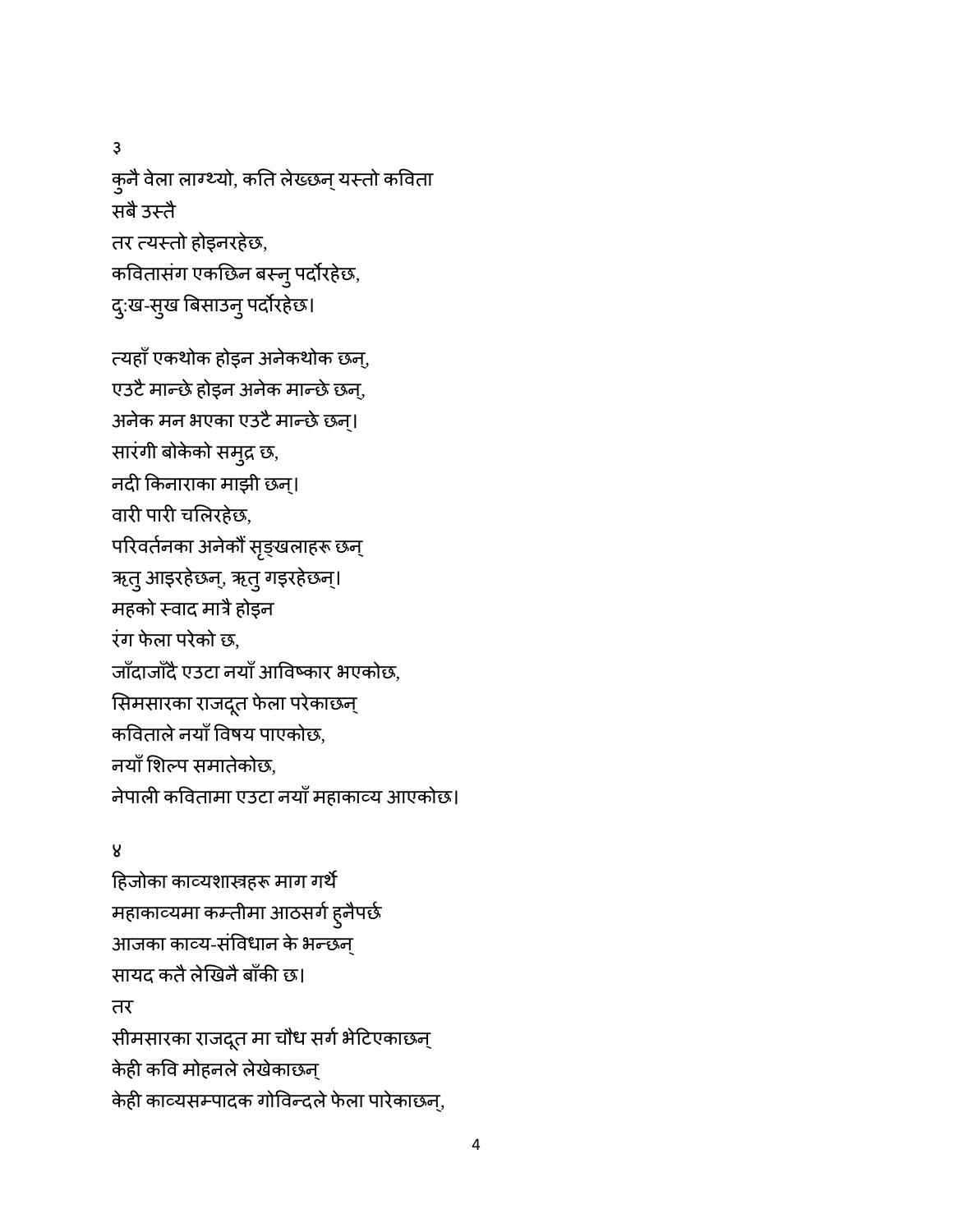३

कुनै वेला लाग्थ्यो, कति लेख्छन् यस्तो कविता
सबै उस्तै
तर त्यस्तो होइनरहेछ,
कवितासंग एकछिन बस्नु पर्दोरहेछ,
दुःख-सुख बिसाउनु पर्दोरहेछ।

त्यहाँ एकथोक होइन अनेकथोक छन्,
एउटै मान्छे होइन अनेक मान्छे छन्,
अनेक मन भएका एउटै मान्छे छन्।
सारंगी बोकेको समुद्र छ,
नदी किनाराका माझी छन्।
वारी पारी चलिरहेछ,
परिवर्तनका अनेकौं सृङ्खलाहरू छन्
ऋतु आइरहेछन्, ऋतु गइरहेछन्।
महको स्वाद मात्रै होइन
रंग फेला परेको छ,
जाँदाजाँदै एउटा नयाँ आविष्कार भएकोछ,
सिमसारका राजदूत फेला परेकाछन्
कविताले नयाँ विषय पाएकोछ,
नयाँ शिल्प समातेकोछ,
नेपाली कवितामा एउटा नयाँ महाकाव्य आएकोछ।

४

हिजोका काव्यशास्त्रहरू माग गर्थे
महाकाव्यमा कम्तीमा आठसर्ग हुनैपर्छ
आजका काव्य-संविधान के भन्छन्
सायद कतै लेखिनै बाँकी छ।
तर
सीमसारका राजदूत मा चौध सर्ग भेटिएकाछन्
केही कवि मोहनले लेखेकाछन्
केही काव्यसम्पादक गोविन्दले फेला पारेकाछन्,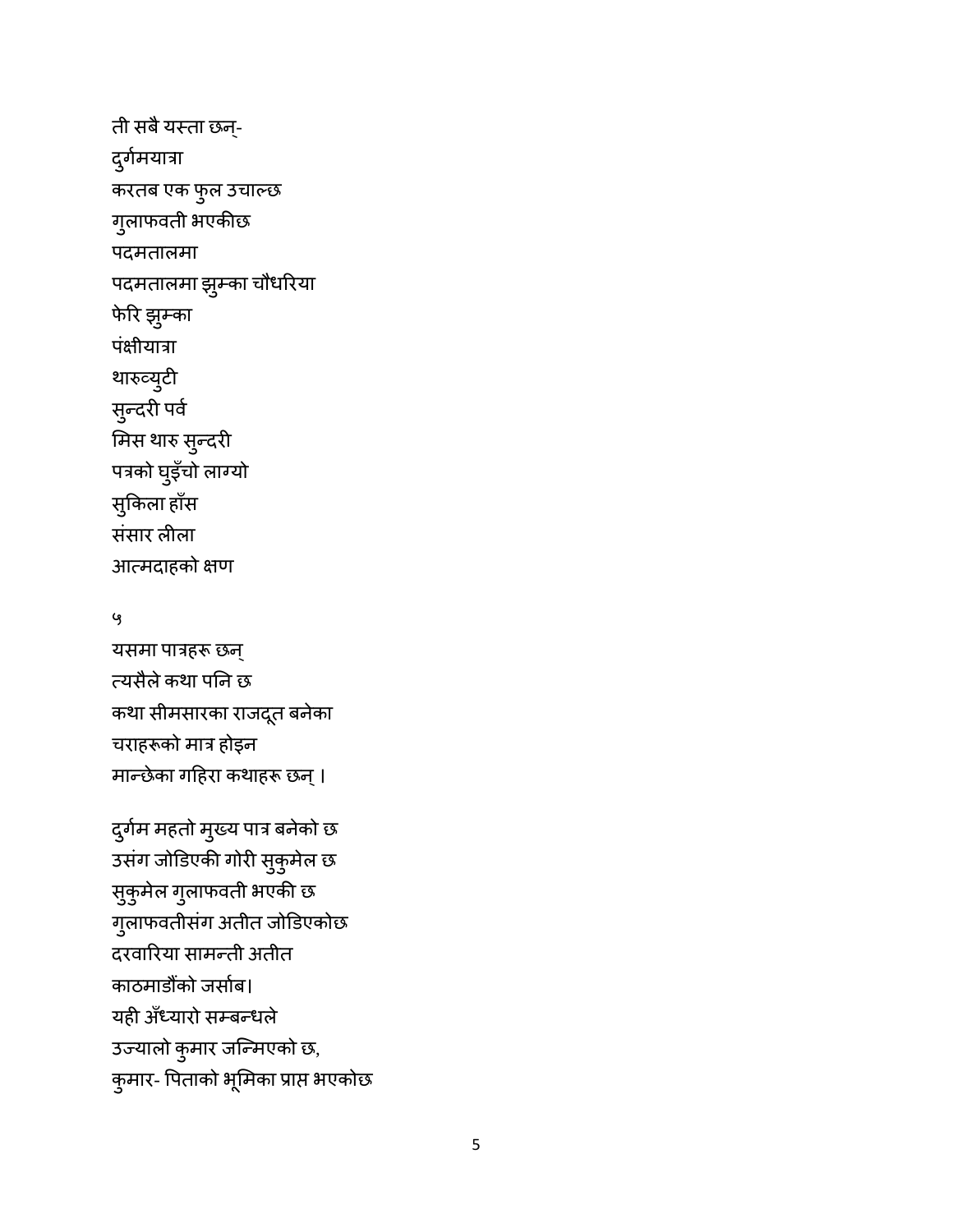ती सबै यस्ता छन्-  
दुर्गमयात्रा  
करतब एक फुल उचाल्छ  
गुलाफवती भएकीछ  
पदमतालमा  
पदमतालमा झुम्का चौधरिया  
फेरि झुम्का  
पंक्षीयात्रा  
थारुव्युटी  
सुन्दरी पर्व  
मिस थारु सुन्दरी  
पत्रको घुइँचो लाग्यो  
सुकिला हाँस  
संसार लीला  
आत्मदाहको क्षण

५

यसमा पात्रहरू छन्  
त्यसैले कथा पनि छ  
कथा सीमसारका राजदूत बनेका  
चराहरूको मात्र होइन  
मान्छेका गहिरा कथाहरू छन् ।

दुर्गम महतो मुख्य पात्र बनेको छ  
उसंग जोडिएकी गोरी सुकुमेल छ  
सुकुमेल गुलाफवती भएकी छ  
गुलाफवतीसंग अतीत जोडिएकोछ  
दरवारिया सामन्ती अतीत  
काठमाडौंको जर्साब।  
यही अँध्यारो सम्बन्धले  
उज्यालो कुमार जन्मिएको छ,  
कुमार- पिताको भूमिका प्राप्त भएकोछ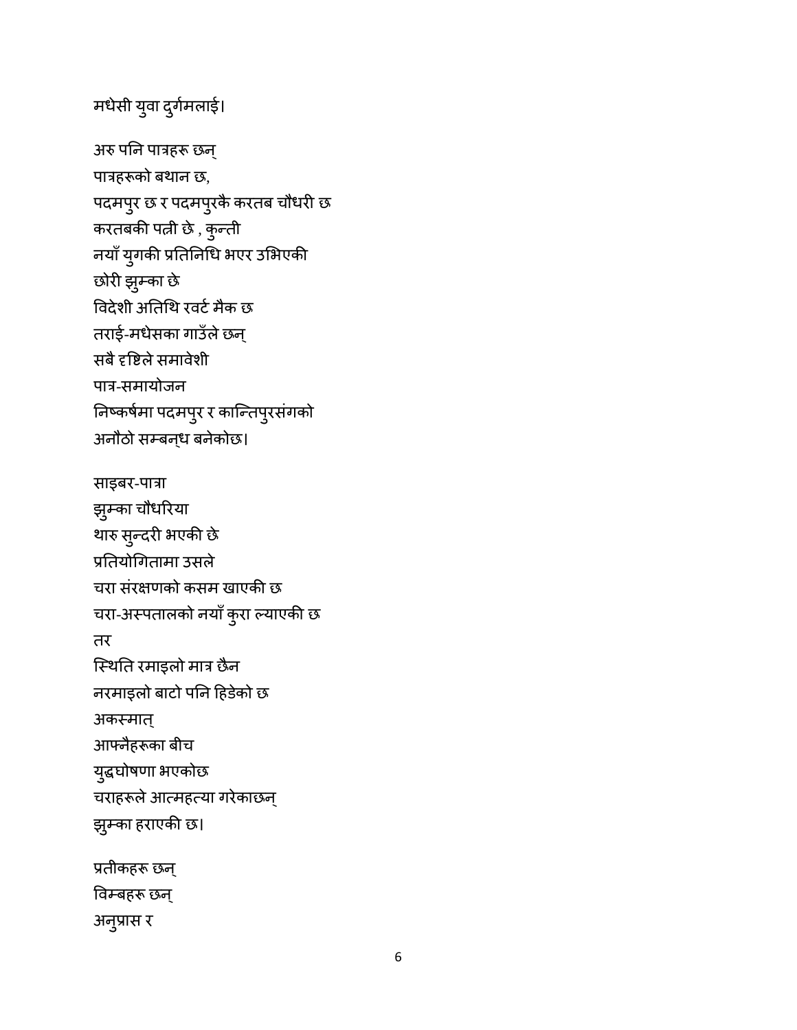मधेसी युवा दुर्गमलाई।

अरु पनि पात्रहरू छन्  
पात्रहरूको बथान छ,  
पदमपुर छ र पदमपुरकै करतब चौधरी छ  
करतबकी पत्नी छे , कुन्ती  
नयाँ युगकी प्रतिनिधि भएर उभिएकी  
छोरी झुम्का छे  
विदेशी अतिथि रवर्ट मैक छ  
तराई-मधेसका गाउँले छन्  
सबै दृष्टिले समावेशी  
पात्र-समायोजन  
निष्कर्षमा पदमपुर र कान्तिपुरसंगको  
अनौठो सम्बन्ध बनेकोछ।

साइबर-पात्रा  
झुम्का चौधरिया  
थारु सुन्दरी भएकी छे  
प्रतियोगितामा उसले  
चरा संरक्षणको कसम खाएकी छ  
चरा-अस्पतालको नयाँ कुरा ल्याएकी छ  
तर  
स्थिति रमाइलो मात्र छैन  
नरमाइलो बाटो पनि हिडेको छ  
अकस्मात्  
आफ्नैहरूका बीच  
युद्धघोषणा भएकोछ  
चराहरूले आत्महत्या गरेकाछन्  
झुम्का हराएकी छ।

प्रतीकहरू छन्  
विम्बहरू छन्  
अनुप्रास र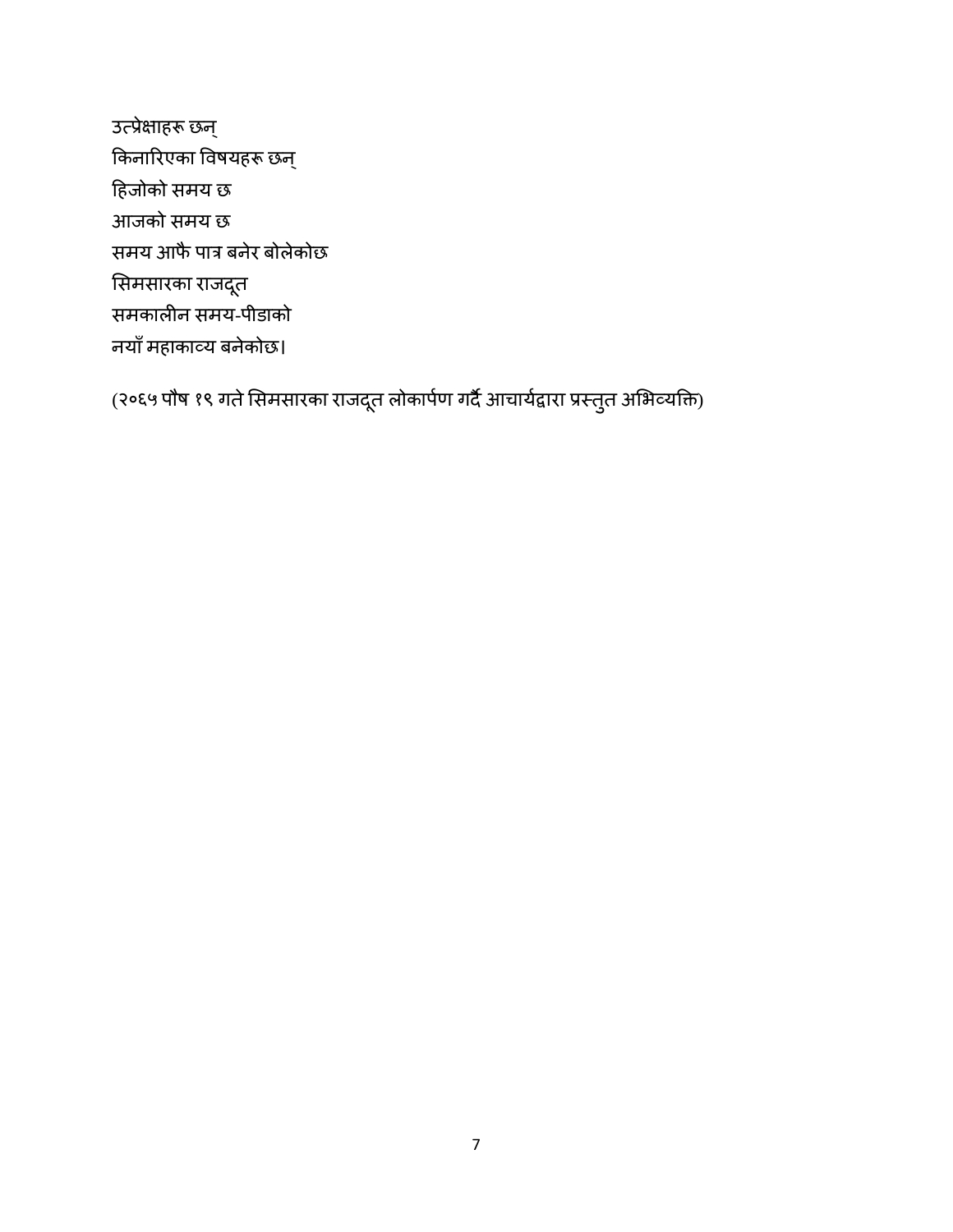उत्प्रेक्षाहरू छन्  
किनारिएका विषयहरू छन्  
हिजोको समय छ  
आजको समय छ  
समय आफै पात्र बनेर बोलेकोछ  
सिमसारका राजदूत  
समकालीन समय-पीडाको  
नयाँ महाकाव्य बनेकोछ।

(२०६५ पौष १९ गते सिमसारका राजदूत लोकार्पण गर्दै आचार्यद्वारा प्रस्तुत अभिव्यक्ति)